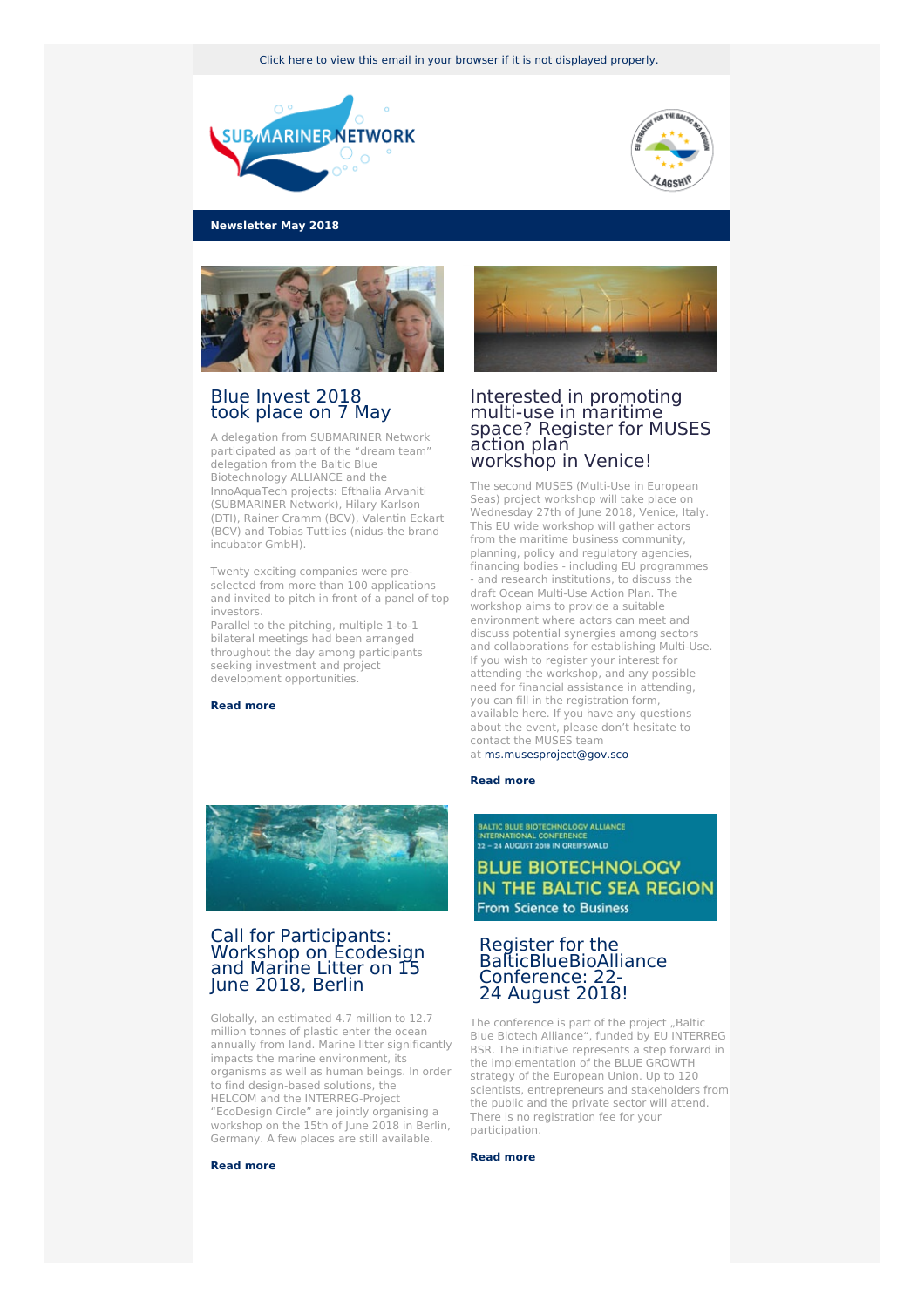Click here to view this email in your browser if it is not displayed properly.

**Newsletter May 2018**

## Blue Invest 2018 took place on 7 May

A delegation from SUBMARINER Network participated as part of the "dream team" delegation from the Baltic Blue Biotechnology ALLIANCE and the InnoAquaTech projects: Efthalia Arvaniti (SUBMARINER Network), Hilary Karlson (DTI), Rainer Cramm (BCV), Valentin Eckart (BCV) and Tobias Tuttlies (nidus-the brand incubator GmbH).

Twenty exciting companies were pre-selected from more than 100 applications and invited to pitch in front of a panel of top investors.
Parallel to the pitching, multiple 1-to-1 bilateral meetings had been arranged throughout the day among participants seeking investment and project development opportunities.

**Read more**

## Interested in promoting multi-use in maritime space? Register for MUSES action plan workshop in Venice!

The second MUSES (Multi-Use in European Seas) project workshop will take place on Wednesday 27th of June 2018, Venice, Italy. This EU wide workshop will gather actors from the maritime business community, planning, policy and regulatory agencies, financing bodies - including EU programmes - and research institutions, to discuss the draft Ocean Multi-Use Action Plan. The workshop aims to provide a suitable environment where actors can meet and discuss potential synergies among sectors and collaborations for establishing Multi-Use. If you wish to register your interest for attending the workshop, and any possible need for financial assistance in attending, you can fill in the registration form, available here. If you have any questions about the event, please don't hesitate to contact the MUSES team at ms.musesproject@gov.sco

**Read more**

## Call for Participants: Workshop on Ecodesign and Marine Litter on 15 June 2018, Berlin

Globally, an estimated 4.7 million to 12.7 million tonnes of plastic enter the ocean annually from land. Marine litter significantly impacts the marine environment, its organisms as well as human beings. In order to find design-based solutions, the HELCOM and the INTERREG-Project "EcoDesign Circle" are jointly organising a workshop on the 15th of June 2018 in Berlin, Germany. A few places are still available.

**Read more**

BALTIC BLUE BIOTECHNOLOGY ALLIANCE INTERNATIONAL CONFERENCE
22 – 24 AUGUST 2018 IN GREIFSWALD
BLUE BIOTECHNOLOGY IN THE BALTIC SEA REGION
From Science to Business

## Register for the BalticBlueBioAlliance Conference: 22-24 August 2018!

The conference is part of the project „Baltic Blue Biotech Alliance", funded by EU INTERREG BSR. The initiative represents a step forward in the implementation of the BLUE GROWTH strategy of the European Union. Up to 120 scientists, entrepreneurs and stakeholders from the public and the private sector will attend. There is no registration fee for your participation.

**Read more**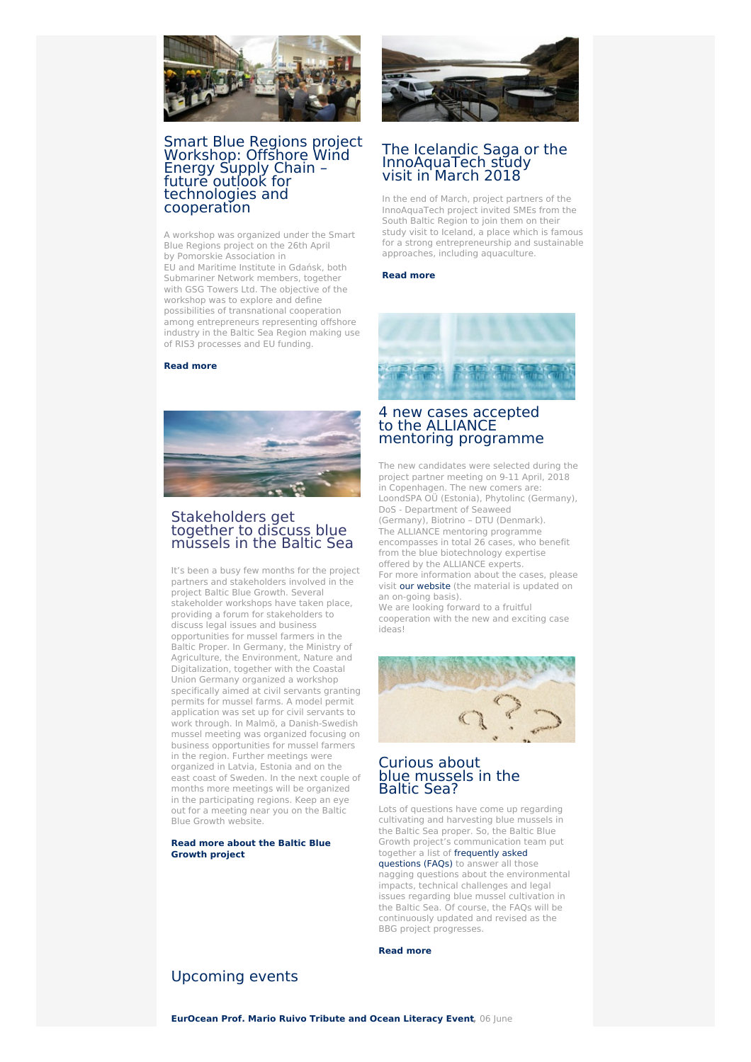## Smart Blue Regions project Workshop: Offshore Wind Energy Supply Chain – future outlook for technologies and cooperation

A workshop was organized under the Smart Blue Regions project on the 26th April by Pomorskie Association in EU and Maritime Institute in Gdańsk, both Submariner Network members, together with GSG Towers Ltd. The objective of the workshop was to explore and define possibilities of transnational cooperation among entrepreneurs representing offshore industry in the Baltic Sea Region making use of RIS3 processes and EU funding.

**Read more**

## The Icelandic Saga or the InnoAquaTech study visit in March 2018

In the end of March, project partners of the InnoAquaTech project invited SMEs from the South Baltic Region to join them on their study visit to Iceland, a place which is famous for a strong entrepreneurship and sustainable approaches, including aquaculture.

**Read more**

## Stakeholders get together to discuss blue mussels in the Baltic Sea

It's been a busy few months for the project partners and stakeholders involved in the project Baltic Blue Growth. Several stakeholder workshops have taken place, providing a forum for stakeholders to discuss legal issues and business opportunities for mussel farmers in the Baltic Proper. In Germany, the Ministry of Agriculture, the Environment, Nature and Digitalization, together with the Coastal Union Germany organized a workshop specifically aimed at civil servants granting permits for mussel farms. A model permit application was set up for civil servants to work through. In Malmö, a Danish-Swedish mussel meeting was organized focusing on business opportunities for mussel farmers in the region. Further meetings were organized in Latvia, Estonia and on the east coast of Sweden. In the next couple of months more meetings will be organized in the participating regions. Keep an eye out for a meeting near you on the Baltic Blue Growth website.

**Read more about the Baltic Blue Growth project**

## 4 new cases accepted to the ALLIANCE mentoring programme

The new candidates were selected during the project partner meeting on 9-11 April, 2018 in Copenhagen. The new comers are: LoondSPA OÜ (Estonia), Phytolinc (Germany), DoS - Department of Seaweed (Germany), Biotrino – DTU (Denmark).
The ALLIANCE mentoring programme encompasses in total 26 cases, who benefit from the blue biotechnology expertise offered by the ALLIANCE experts.
For more information about the cases, please visit our website (the material is updated on an on-going basis).
We are looking forward to a fruitful cooperation with the new and exciting case ideas!

## Curious about blue mussels in the Baltic Sea?

Lots of questions have come up regarding cultivating and harvesting blue mussels in the Baltic Sea proper. So, the Baltic Blue Growth project's communication team put together a list of frequently asked questions (FAQs) to answer all those nagging questions about the environmental impacts, technical challenges and legal issues regarding blue mussel cultivation in the Baltic Sea. Of course, the FAQs will be continuously updated and revised as the BBG project progresses.

**Read more**

## Upcoming events

**EurOcean Prof. Mario Ruivo Tribute and Ocean Literacy Event**, 06 June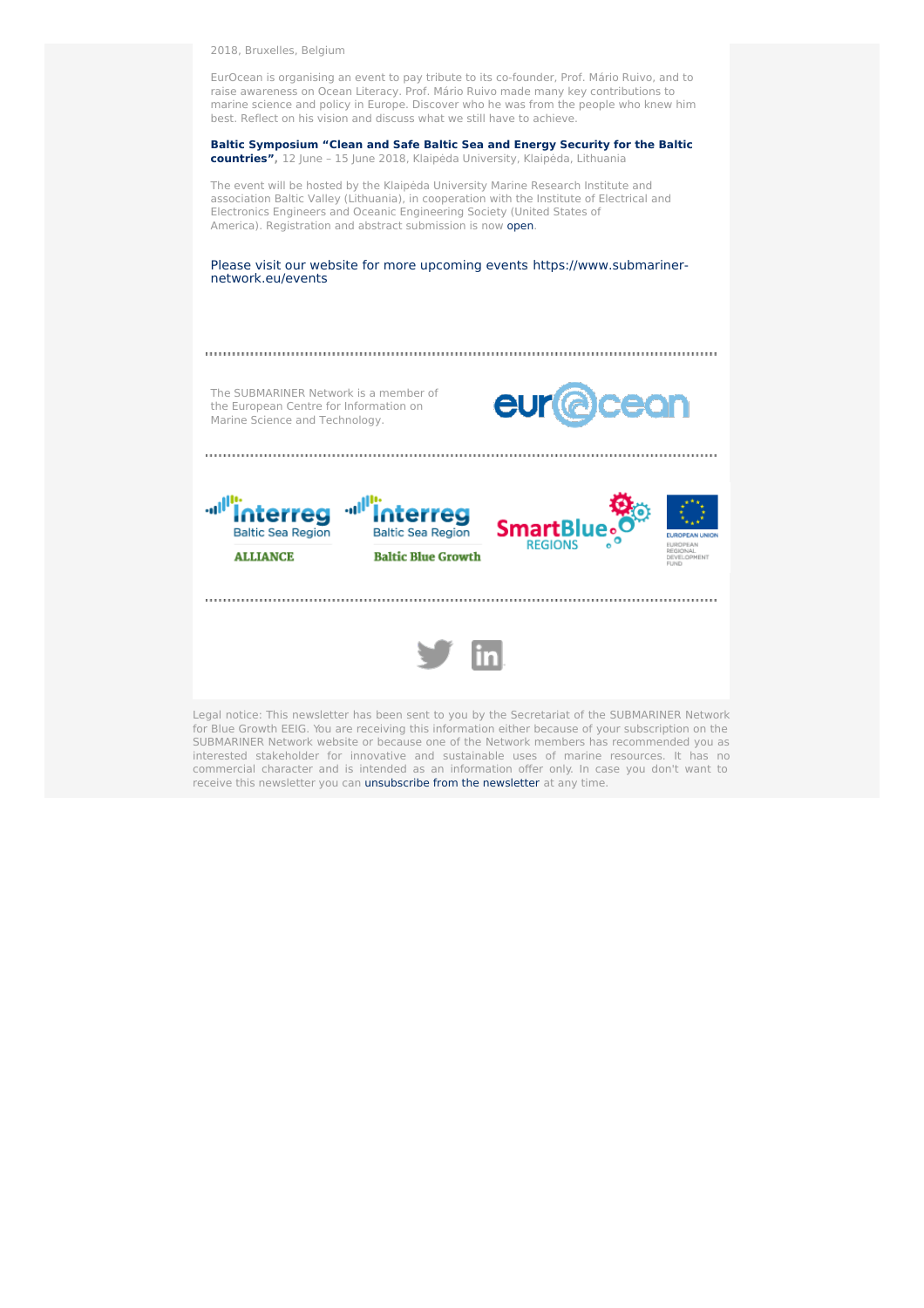2018, Bruxelles, Belgium

EurOcean is organising an event to pay tribute to its co-founder, Prof. Mário Ruivo, and to raise awareness on Ocean Literacy. Prof. Mário Ruivo made many key contributions to marine science and policy in Europe. Discover who he was from the people who knew him best. Reflect on his vision and discuss what we still have to achieve.

**Baltic Symposium "Clean and Safe Baltic Sea and Energy Security for the Baltic countries",** 12 June – 15 June 2018, Klaipėda University, Klaipėda, Lithuania

The event will be hosted by the Klaipėda University Marine Research Institute and association Baltic Valley (Lithuania), in cooperation with the Institute of Electrical and Electronics Engineers and Oceanic Engineering Society (United States of America). Registration and abstract submission is now open.

Please visit our website for more upcoming events https://www.submariner-network.eu/events

The SUBMARINER Network is a member of the European Centre for Information on Marine Science and Technology.

Legal notice: This newsletter has been sent to you by the Secretariat of the SUBMARINER Network for Blue Growth EEIG. You are receiving this information either because of your subscription on the SUBMARINER Network website or because one of the Network members has recommended you as interested stakeholder for innovative and sustainable uses of marine resources. It has no commercial character and is intended as an information offer only. In case you don't want to receive this newsletter you can unsubscribe from the newsletter at any time.